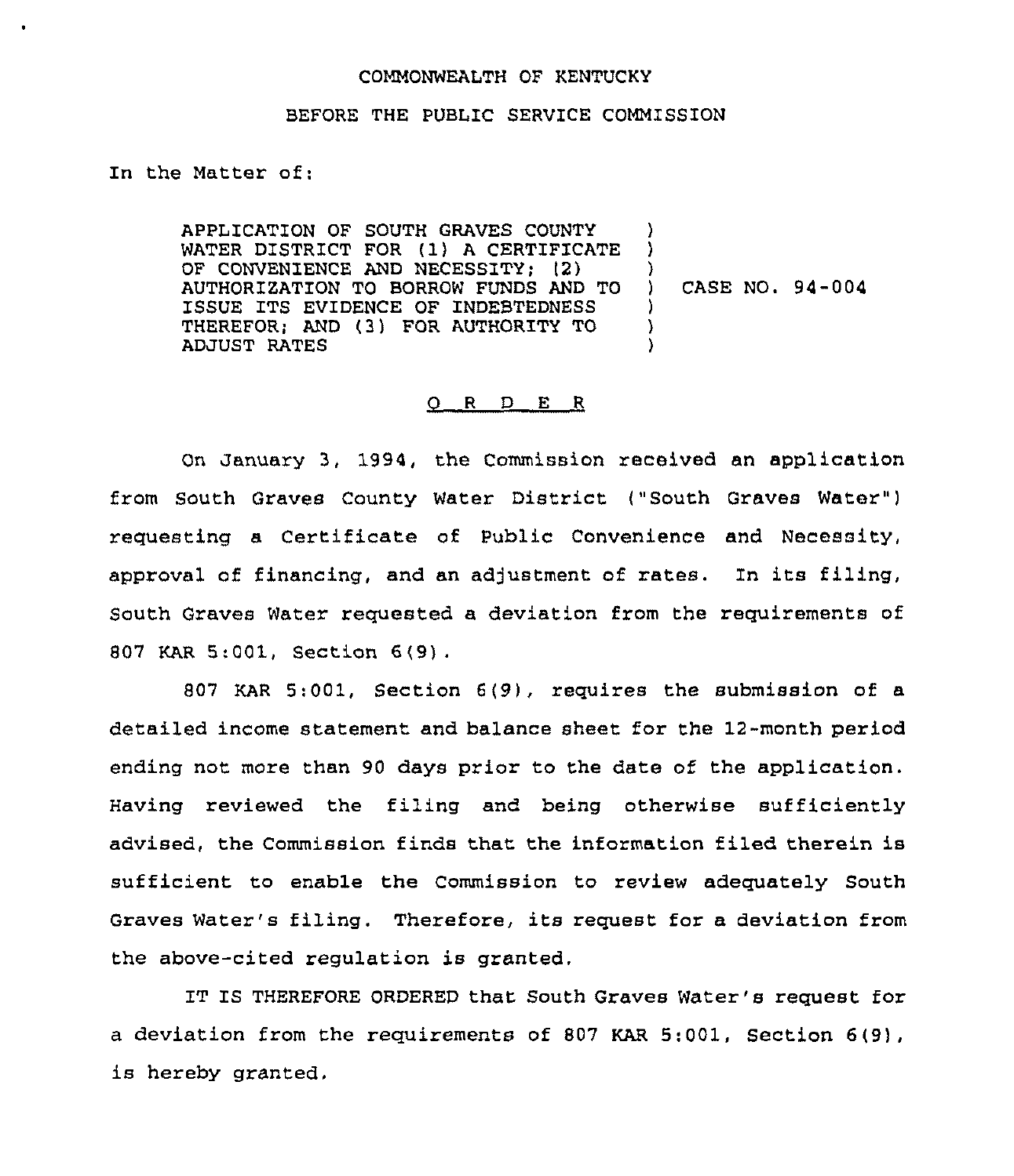COMMONWEALTH OF KENTUCKY

BEFORE THE PUBLIC SERVICE COMMISSION

In the Matter of:

| | | |
|---|---|---|
| APPLICATION OF SOUTH GRAVES COUNTY WATER DISTRICT FOR (1) A CERTIFICATE OF CONVENIENCE AND NECESSITY; (2) AUTHORIZATION TO BORROW FUNDS AND TO ISSUE ITS EVIDENCE OF INDEBTEDNESS THEREFOR; AND (3) FOR AUTHORITY TO ADJUST RATES | ) | CASE NO. 94-004 |

## O R D E R

On January 3, 1994, the Commission received an application from South Graves County Water District ("South Graves Water") requesting a Certificate of Public Convenience and Necessity, approval of financing, and an adjustment of rates. In its filing, South Graves Water requested a deviation from the requirements of 807 KAR 5:001, Section 6(9).

807 KAR 5:001, Section 6(9), requires the submission of a detailed income statement and balance sheet for the 12-month period ending not more than 90 days prior to the date of the application. Having reviewed the filing and being otherwise sufficiently advised, the Commission finds that the information filed therein is sufficient to enable the Commission to review adequately South Graves Water's filing. Therefore, its request for a deviation from the above-cited regulation is granted.

IT IS THEREFORE ORDERED that South Graves Water's request for a deviation from the requirements of 807 KAR 5:001, Section 6(9), is hereby granted.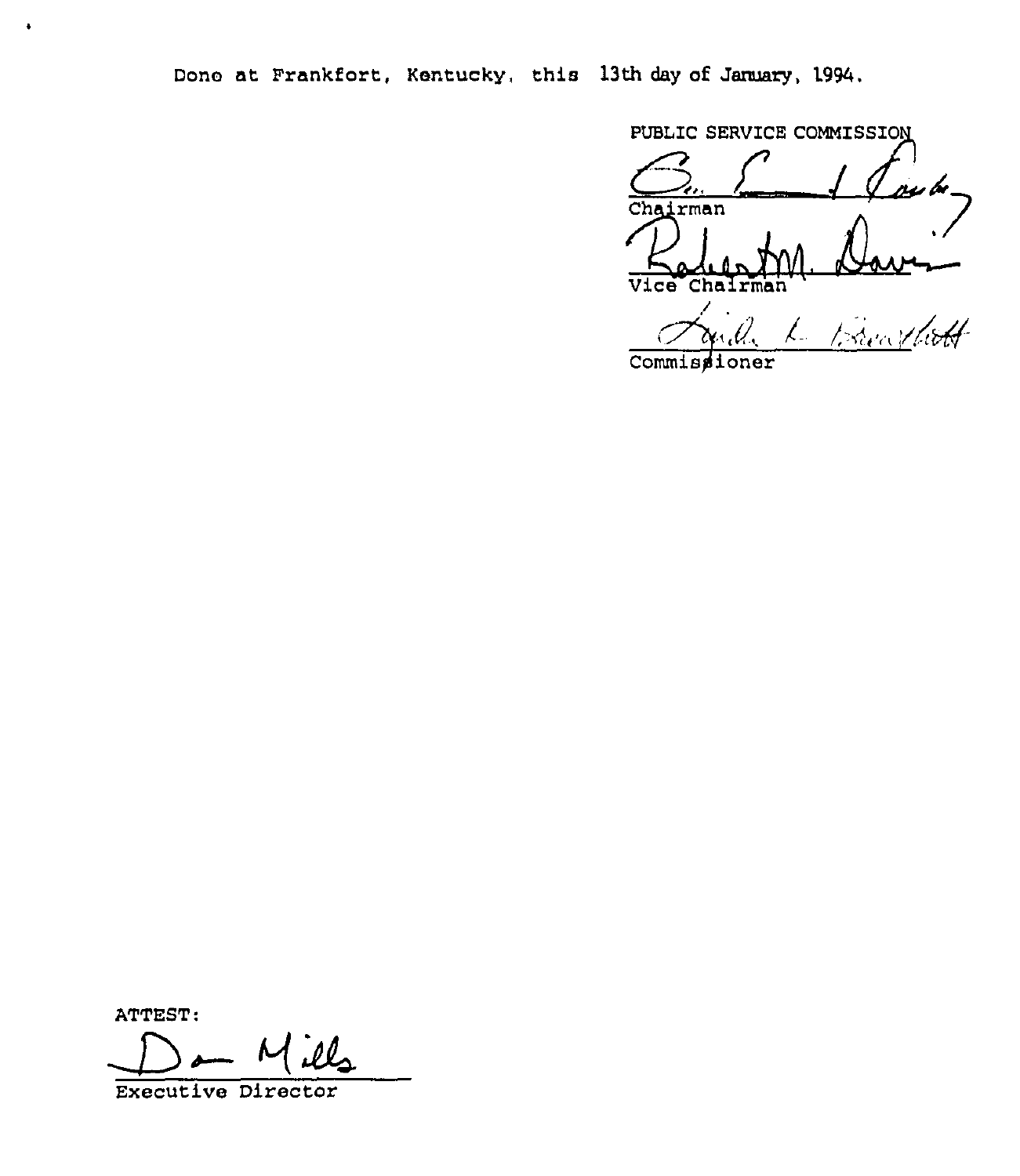Dono at Frankfort, Kentucky, this 13th day of January, 1994.

PUBLIC SERVICE COMMISSION

Chairman

Vice Chairman

Commissioner

ATTEST:

Executive Director